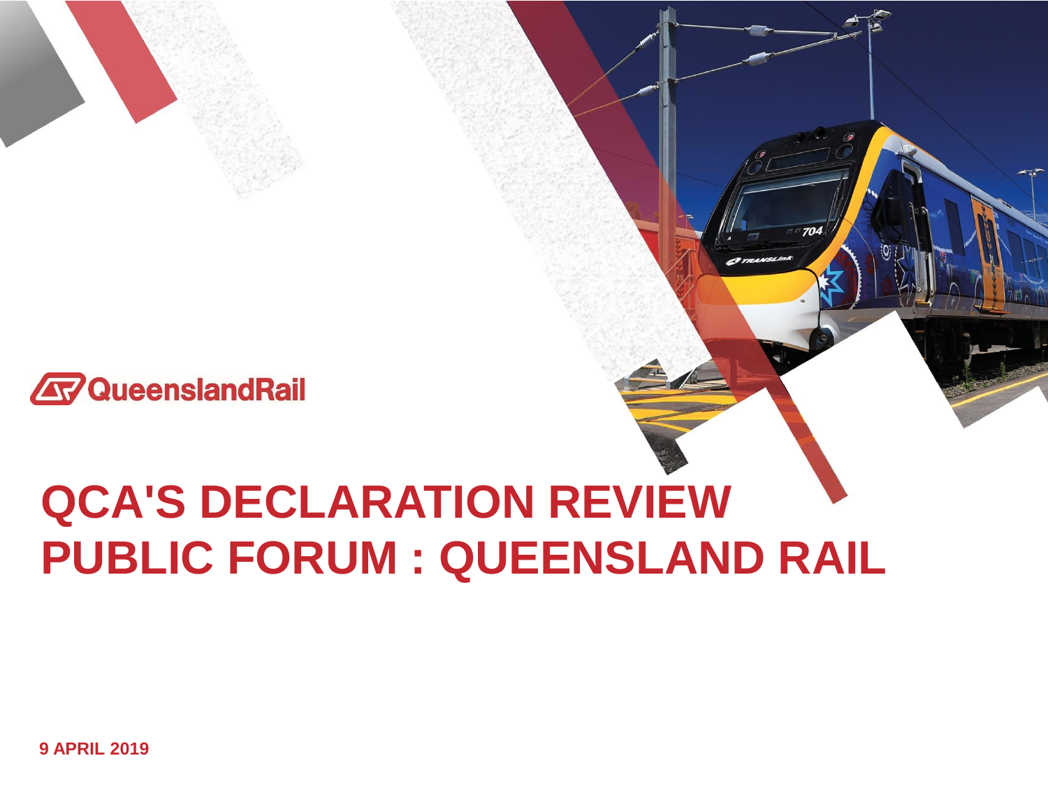QueenslandRail

# QCA'S DECLARATION REVIEW PUBLIC FORUM : QUEENSLAND RAIL

**9 APRIL 2019**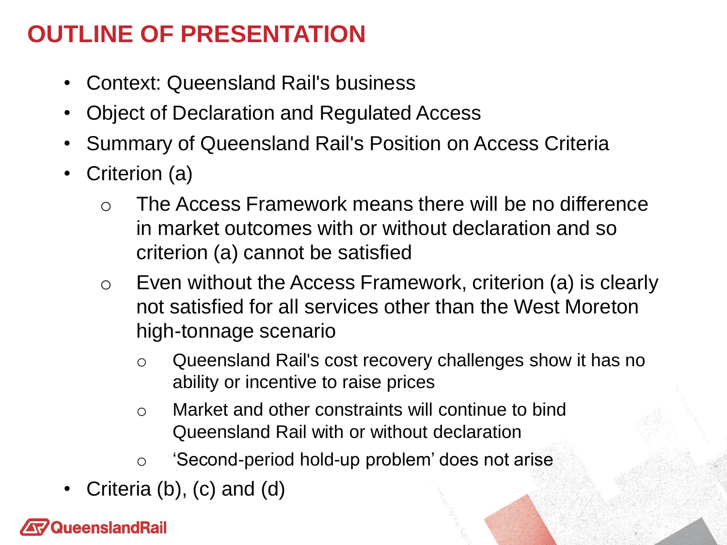# OUTLINE OF PRESENTATION

- Context: Queensland Rail's business
- Object of Declaration and Regulated Access
- Summary of Queensland Rail's Position on Access Criteria
- Criterion (a)
  - The Access Framework means there will be no difference in market outcomes with or without declaration and so criterion (a) cannot be satisfied
  - Even without the Access Framework, criterion (a) is clearly not satisfied for all services other than the West Moreton high-tonnage scenario
    - Queensland Rail's cost recovery challenges show it has no ability or incentive to raise prices
    - Market and other constraints will continue to bind Queensland Rail with or without declaration
    - 'Second-period hold-up problem' does not arise
- Criteria (b), (c) and (d)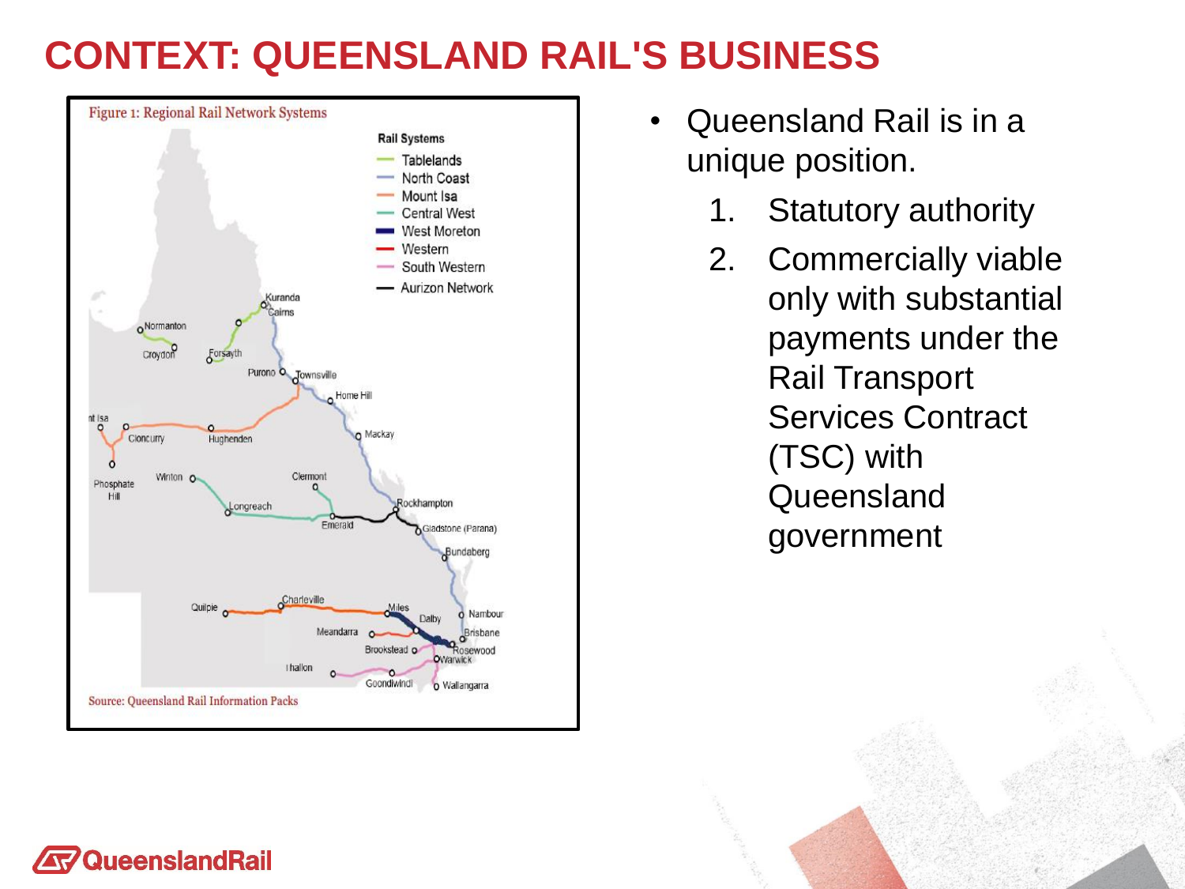# CONTEXT: QUEENSLAND RAIL'S BUSINESS

Figure 1: Regional Rail Network Systems

Rail Systems
Tablelands
North Coast
Mount Isa
Central West
West Moreton
Western
South Western
Aurizon Network

Kuranda
Cairns
Normanton
Croydon
Forsayth
Purono
Townsville
Home Hill
nt Isa
Cloncurry
Hughenden
Mackay
Phosphate Hill
Winton
Clermont
Longreach
Rockhampton
Emerald
Gladstone (Parana)
Bundaberg
Quilpie
Charleville
Miles
Dalby
Nambour
Meandarra
Brisbane
Brookstead
Rosewood
Warwick
Thallon
Goondiwindi
Wallangarra

Source: Queensland Rail Information Packs

- Queensland Rail is in a unique position.
  1. Statutory authority
  2. Commercially viable only with substantial payments under the Rail Transport Services Contract (TSC) with Queensland government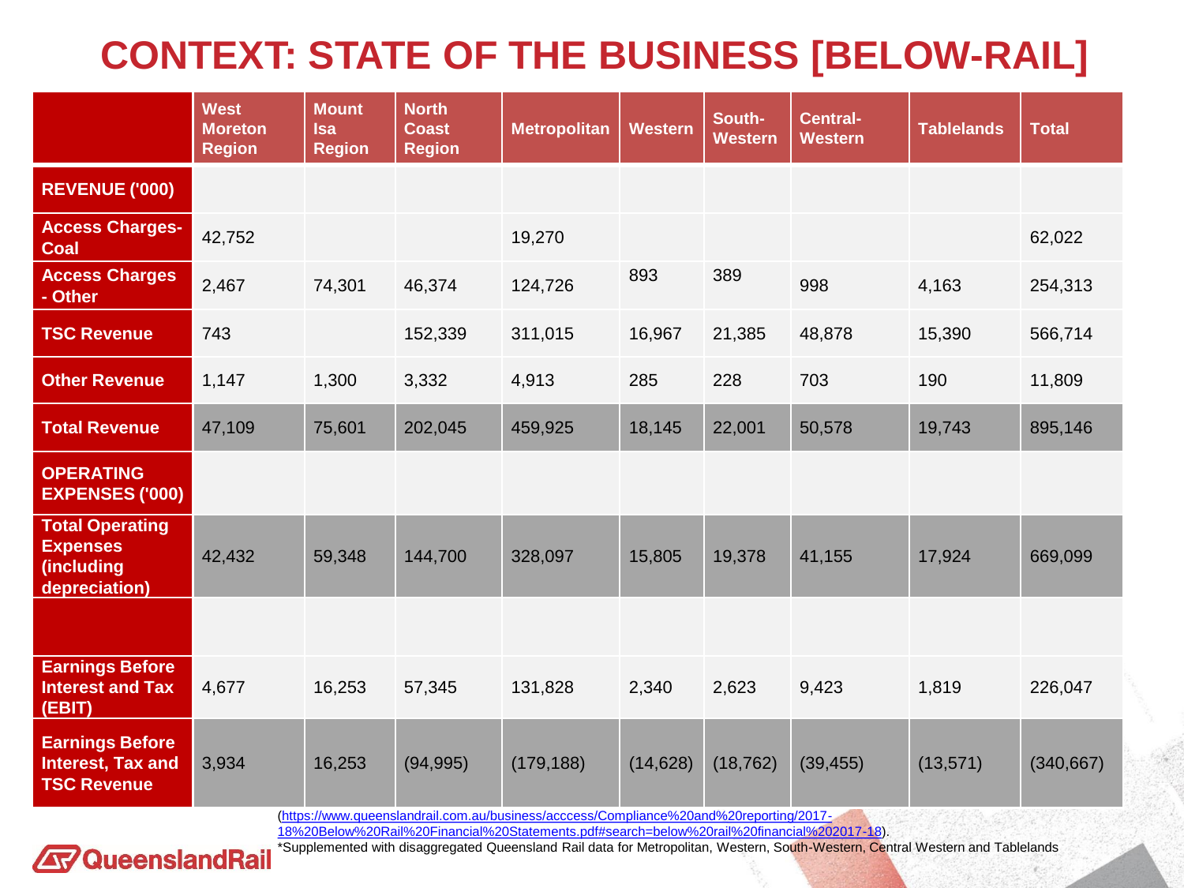# CONTEXT: STATE OF THE BUSINESS [BELOW-RAIL]

| | West Moreton Region | Mount Isa Region | North Coast Region | Metropolitan | Western | South-Western | Central-Western | Tablelands | Total |
|---|---|---|---|---|---|---|---|---|---|
| **REVENUE ('000)** | | | | | | | | | |
| **Access Charges-Coal** | 42,752 | | | 19,270 | | | | | 62,022 |
| **Access Charges - Other** | 2,467 | 74,301 | 46,374 | 124,726 | 893 | 389 | 998 | 4,163 | 254,313 |
| **TSC Revenue** | 743 | | 152,339 | 311,015 | 16,967 | 21,385 | 48,878 | 15,390 | 566,714 |
| **Other Revenue** | 1,147 | 1,300 | 3,332 | 4,913 | 285 | 228 | 703 | 190 | 11,809 |
| **Total Revenue** | 47,109 | 75,601 | 202,045 | 459,925 | 18,145 | 22,001 | 50,578 | 19,743 | 895,146 |
| **OPERATING EXPENSES ('000)** | | | | | | | | | |
| **Total Operating Expenses (including depreciation)** | 42,432 | 59,348 | 144,700 | 328,097 | 15,805 | 19,378 | 41,155 | 17,924 | 669,099 |
| | | | | | | | | | |
| **Earnings Before Interest and Tax (EBIT)** | 4,677 | 16,253 | 57,345 | 131,828 | 2,340 | 2,623 | 9,423 | 1,819 | 226,047 |
| **Earnings Before Interest, Tax and TSC Revenue** | 3,934 | 16,253 | (94,995) | (179,188) | (14,628) | (18,762) | (39,455) | (13,571) | (340,667) |

(https://www.queenslandrail.com.au/business/acccess/Compliance%20and%20reporting/2017-18%20Below%20Rail%20Financial%20Statements.pdf#search=below%20rail%20financial%202017-18).

*Supplemented with disaggregated Queensland Rail data for Metropolitan, Western, South-Western, Central Western and Tablelands

QueenslandRail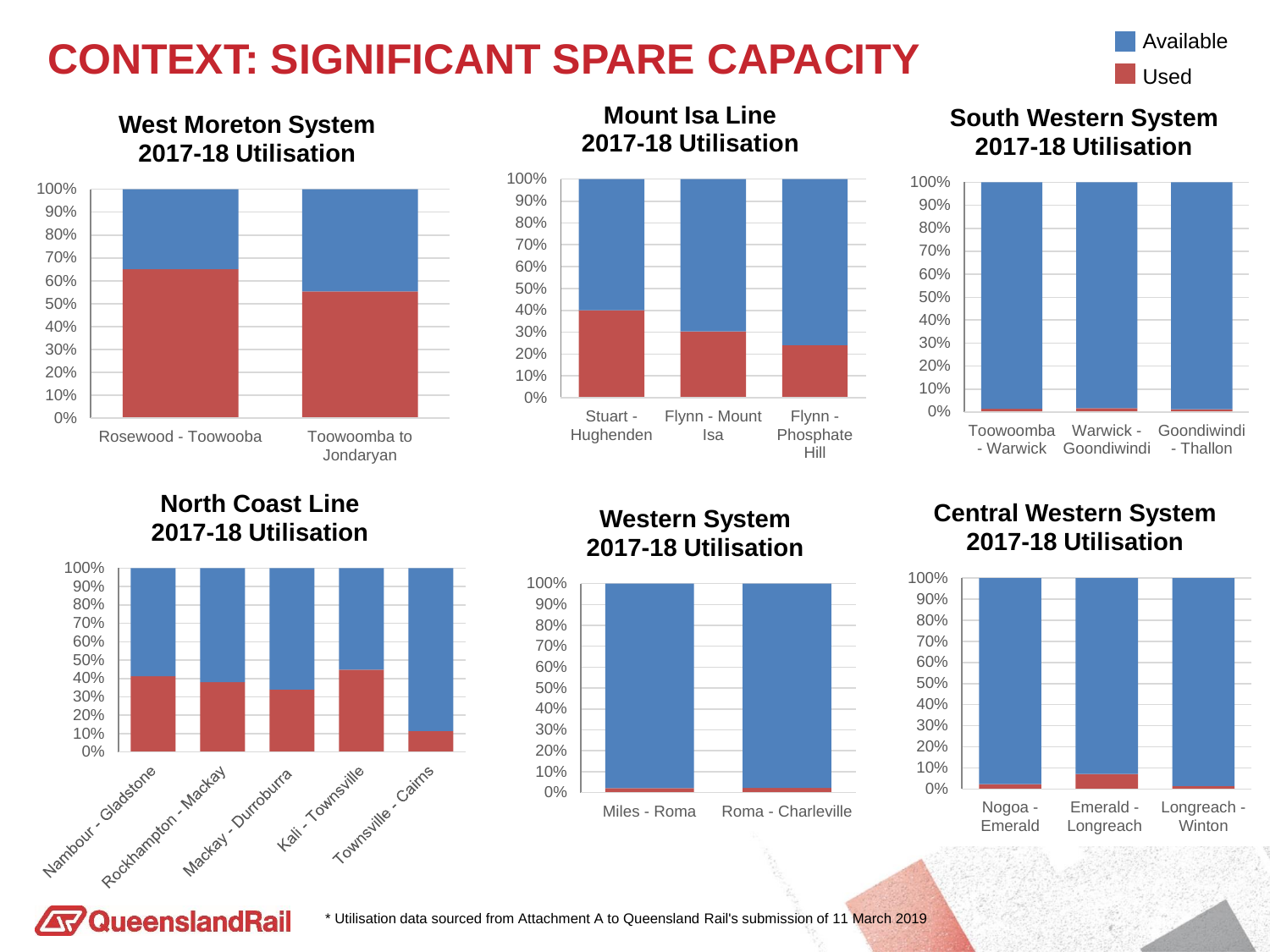# CONTEXT: SIGNIFICANT SPARE CAPACITY

Available
Used

## West Moreton System 2017-18 Utilisation

100%
90%
80%
70%
60%
50%
40%
30%
20%
10%
0%

Rosewood - Toowooba
Toowoomba to Jondaryan

## Mount Isa Line 2017-18 Utilisation

100%
90%
80%
70%
60%
50%
40%
30%
20%
10%
0%

Stuart - Hughenden
Flynn - Mount Isa
Flynn - Phosphate Hill

## South Western System 2017-18 Utilisation

100%
90%
80%
70%
60%
50%
40%
30%
20%
10%
0%

Toowoomba - Warwick
Warwick - Goondiwindi
Goondiwindi - Thallon

## North Coast Line 2017-18 Utilisation

100%
90%
80%
70%
60%
50%
40%
30%
20%
10%
0%

Nambour - Gladstone
Rockhampton - Mackay
Mackay - Durroburra
Kali - Townsville
Townsville - Cairns

## Western System 2017-18 Utilisation

100%
90%
80%
70%
60%
50%
40%
30%
20%
10%
0%

Miles - Roma
Roma - Charleville

## Central Western System 2017-18 Utilisation

100%
90%
80%
70%
60%
50%
40%
30%
20%
10%
0%

Nogoa - Emerald
Emerald - Longreach
Longreach - Winton

QueenslandRail

\* Utilisation data sourced from Attachment A to Queensland Rail's submission of 11 March 2019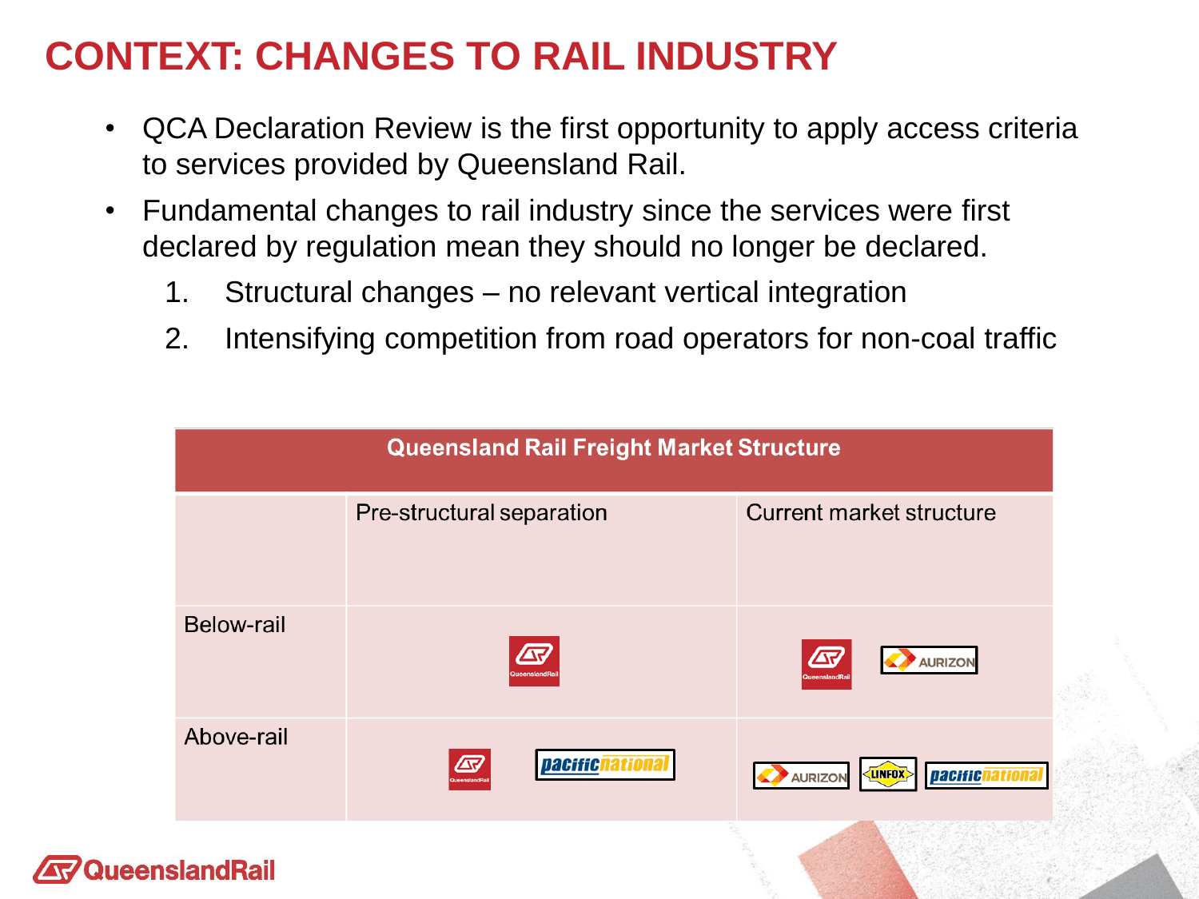# CONTEXT: CHANGES TO RAIL INDUSTRY

- QCA Declaration Review is the first opportunity to apply access criteria to services provided by Queensland Rail.
- Fundamental changes to rail industry since the services were first declared by regulation mean they should no longer be declared.
  1. Structural changes – no relevant vertical integration
  2. Intensifying competition from road operators for non-coal traffic

| Queensland Rail Freight Market Structure | | |
|---|---|---|
| | Pre-structural separation | Current market structure |
| Below-rail | QueensladRail | QueenslandRail, AURIZON |
| Above-rail | QueenslandRail, pacificnational | AURIZON, LINFOX, pacificnational |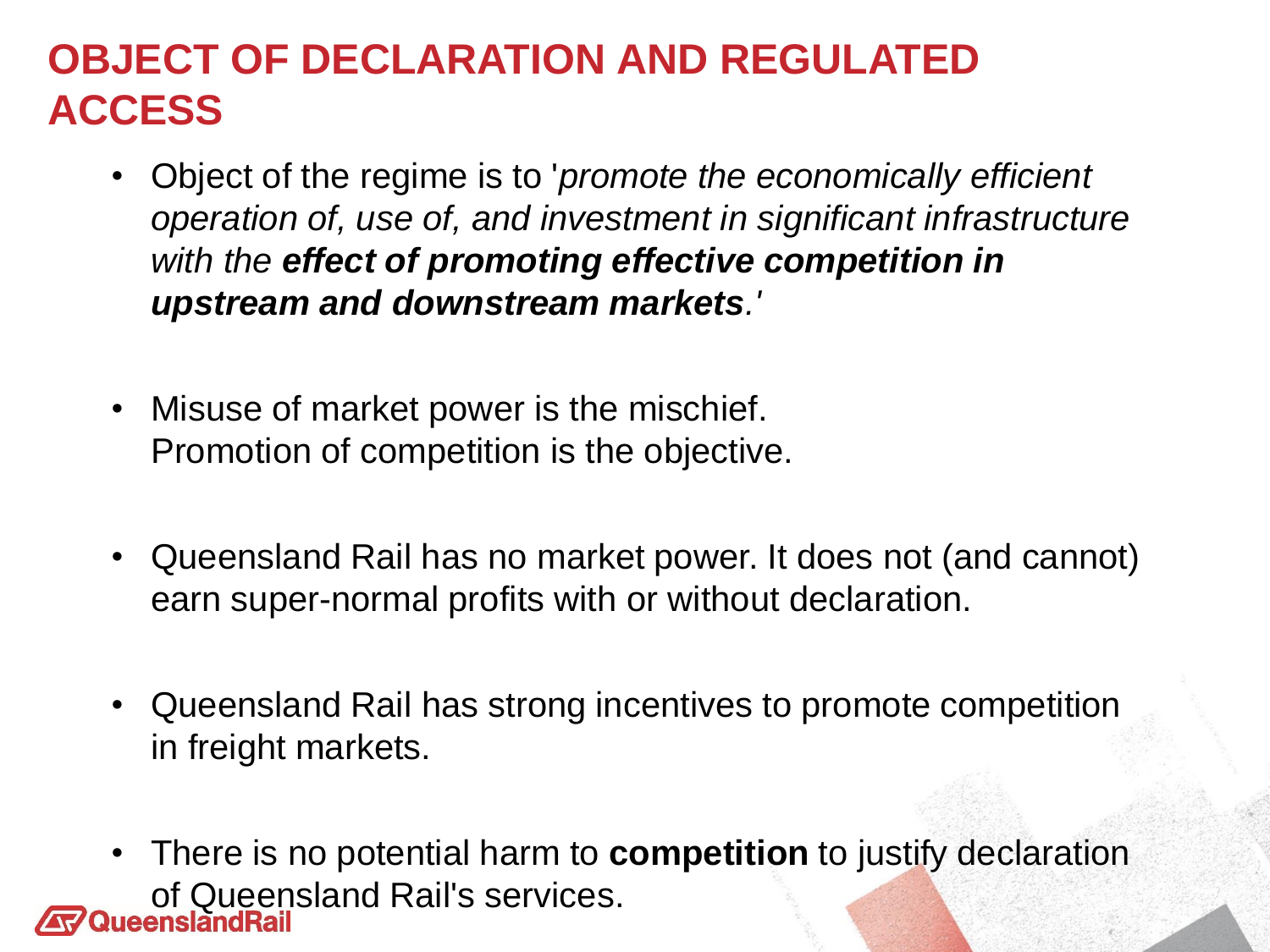# OBJECT OF DECLARATION AND REGULATED ACCESS

- Object of the regime is to '*promote the economically efficient operation of, use of, and investment in significant infrastructure with the* ***effect of promoting effective competition in upstream and downstream markets****.'*

- Misuse of market power is the mischief.
  Promotion of competition is the objective.

- Queensland Rail has no market power. It does not (and cannot) earn super-normal profits with or without declaration.

- Queensland Rail has strong incentives to promote competition in freight markets.

- There is no potential harm to **competition** to justify declaration of Queensland Rail's services.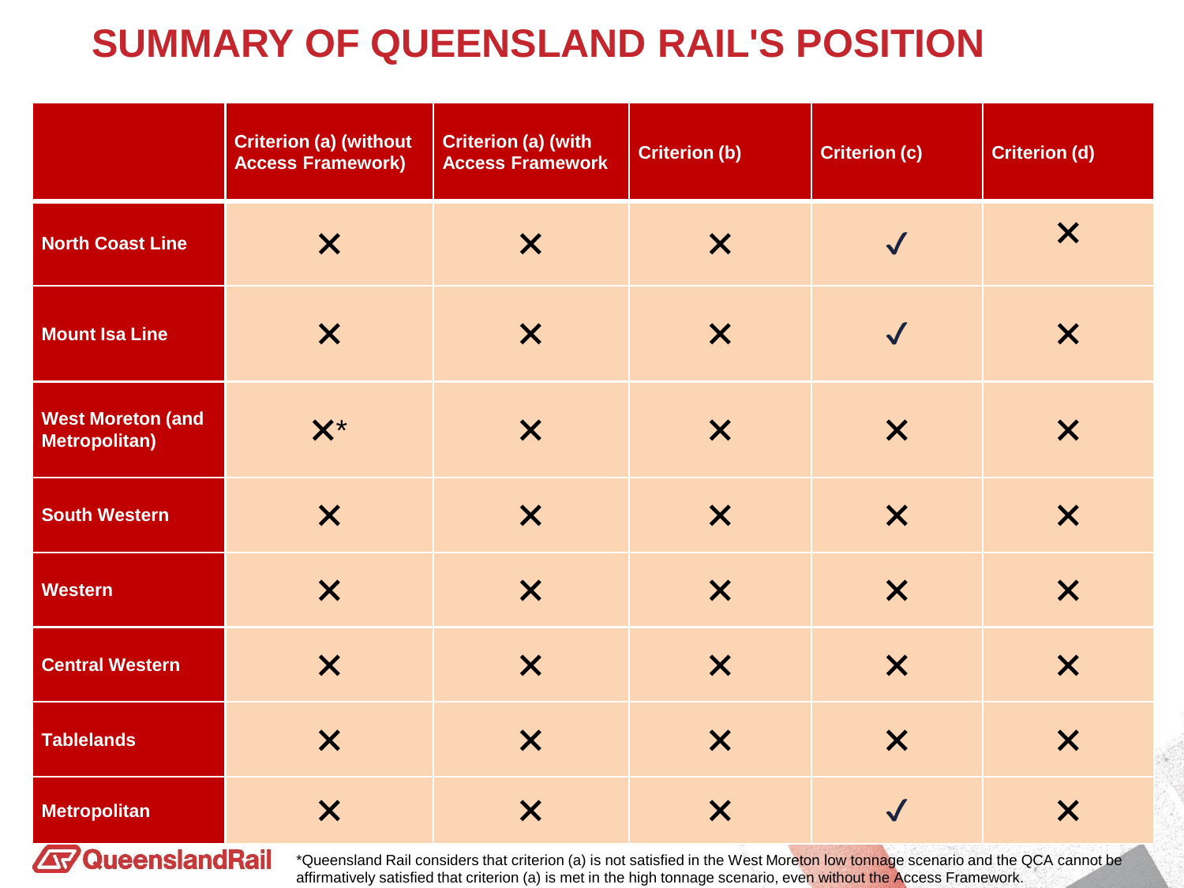# SUMMARY OF QUEENSLAND RAIL'S POSITION

| | Criterion (a) (without Access Framework) | Criterion (a) (with Access Framework | Criterion (b) | Criterion (c) | Criterion (d) |
|---|---|---|---|---|---|
| North Coast Line | ✕ | ✕ | ✕ | ✓ | ✕ |
| Mount Isa Line | ✕ | ✕ | ✕ | ✓ | ✕ |
| West Moreton (and Metropolitan) | ✕* | ✕ | ✕ | ✕ | ✕ |
| South Western | ✕ | ✕ | ✕ | ✕ | ✕ |
| Western | ✕ | ✕ | ✕ | ✕ | ✕ |
| Central Western | ✕ | ✕ | ✕ | ✕ | ✕ |
| Tablelands | ✕ | ✕ | ✕ | ✕ | ✕ |
| Metropolitan | ✕ | ✕ | ✕ | ✓ | ✕ |

*Queensland Rail considers that criterion (a) is not satisfied in the West Moreton low tonnage scenario and the QCA cannot be affirmatively satisfied that criterion (a) is met in the high tonnage scenario, even without the Access Framework.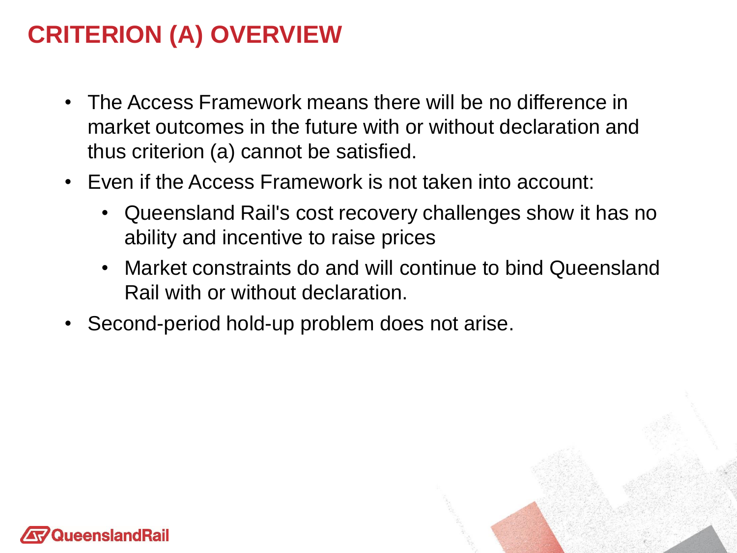# CRITERION (A) OVERVIEW

- The Access Framework means there will be no difference in market outcomes in the future with or without declaration and thus criterion (a) cannot be satisfied.
- Even if the Access Framework is not taken into account:
  - Queensland Rail's cost recovery challenges show it has no ability and incentive to raise prices
  - Market constraints do and will continue to bind Queensland Rail with or without declaration.
- Second-period hold-up problem does not arise.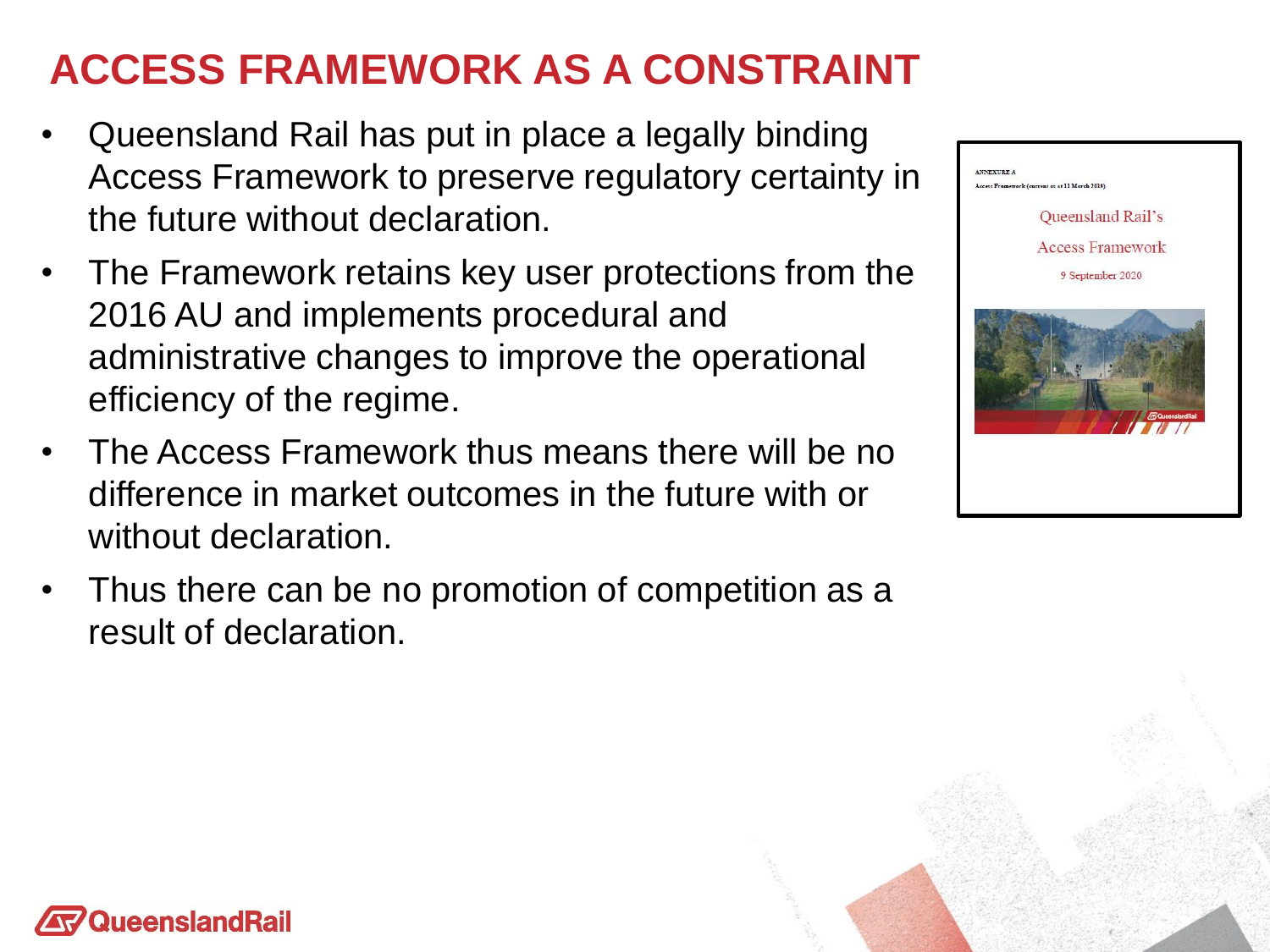# ACCESS FRAMEWORK AS A CONSTRAINT

- Queensland Rail has put in place a legally binding Access Framework to preserve regulatory certainty in the future without declaration.
- The Framework retains key user protections from the 2016 AU and implements procedural and administrative changes to improve the operational efficiency of the regime.
- The Access Framework thus means there will be no difference in market outcomes in the future with or without declaration.
- Thus there can be no promotion of competition as a result of declaration.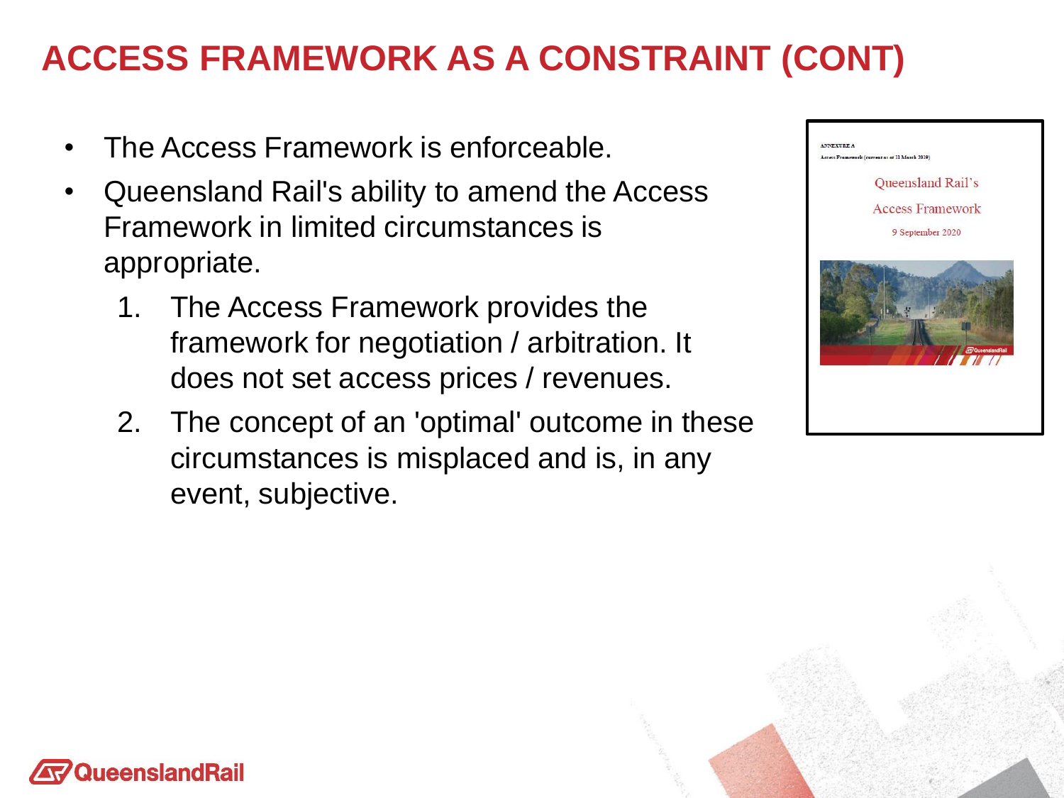# ACCESS FRAMEWORK AS A CONSTRAINT (CONT)

- The Access Framework is enforceable.
- Queensland Rail's ability to amend the Access Framework in limited circumstances is appropriate.
  1. The Access Framework provides the framework for negotiation / arbitration. It does not set access prices / revenues.
  2. The concept of an 'optimal' outcome in these circumstances is misplaced and is, in any event, subjective.

ANNEXURE A

Access Framework (current as at 11 March 2010)

Queensland Rail's

Access Framework

9 September 2020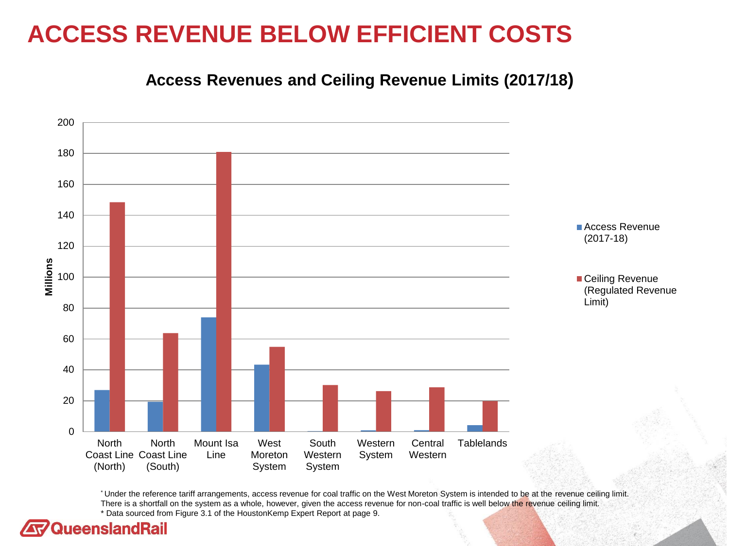# ACCESS REVENUE BELOW EFFICIENT COSTS

## Access Revenues and Ceiling Revenue Limits (2017/18)

| | Access Revenue (2017-18) | Ceiling Revenue (Regulated Revenue Limit) |
|---|---|---|
| North Coast Line (North) | ~27 | ~148 |
| North Coast Line (South) | ~19 | ~64 |
| Mount Isa Line | ~74 | ~181 |
| West Moreton System | ~43 | ~55 |
| South Western System | ~0 | ~30 |
| Western System | ~1 | ~26 |
| Central Western | ~1 | ~29 |
| Tablelands | ~4 | ~20 |

Millions

* Under the reference tariff arrangements, access revenue for coal traffic on the West Moreton System is intended to be at the revenue ceiling limit. There is a shortfall on the system as a whole, however, given the access revenue for non-coal traffic is well below the revenue ceiling limit.

* Data sourced from Figure 3.1 of the HoustonKemp Expert Report at page 9.

QueenslandRail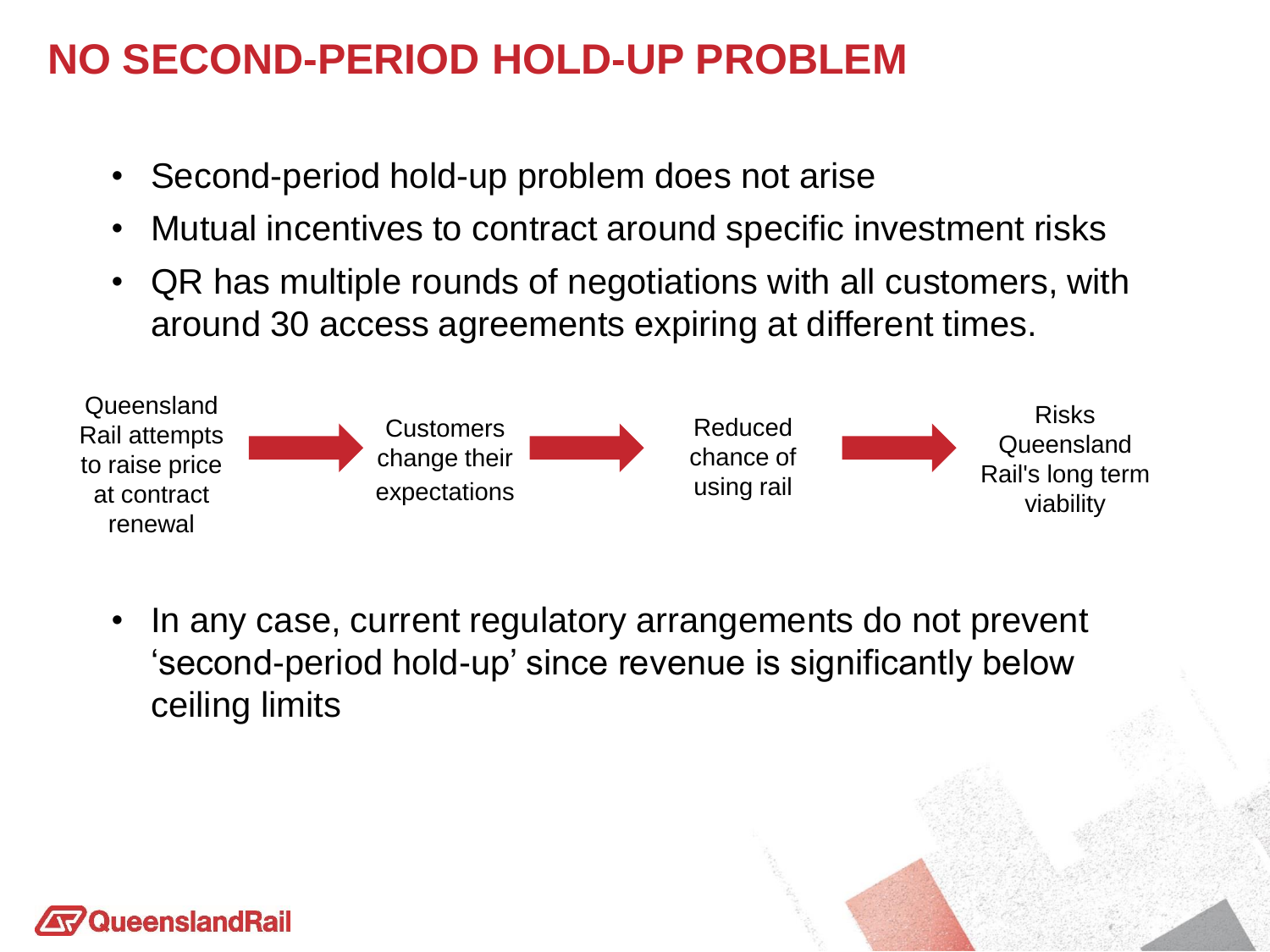# NO SECOND-PERIOD HOLD-UP PROBLEM

- Second-period hold-up problem does not arise
- Mutual incentives to contract around specific investment risks
- QR has multiple rounds of negotiations with all customers, with around 30 access agreements expiring at different times.

Queensland Rail attempts to raise price at contract renewal → Customers change their expectations → Reduced chance of using rail → Risks Queensland Rail's long term viability

- In any case, current regulatory arrangements do not prevent 'second-period hold-up' since revenue is significantly below ceiling limits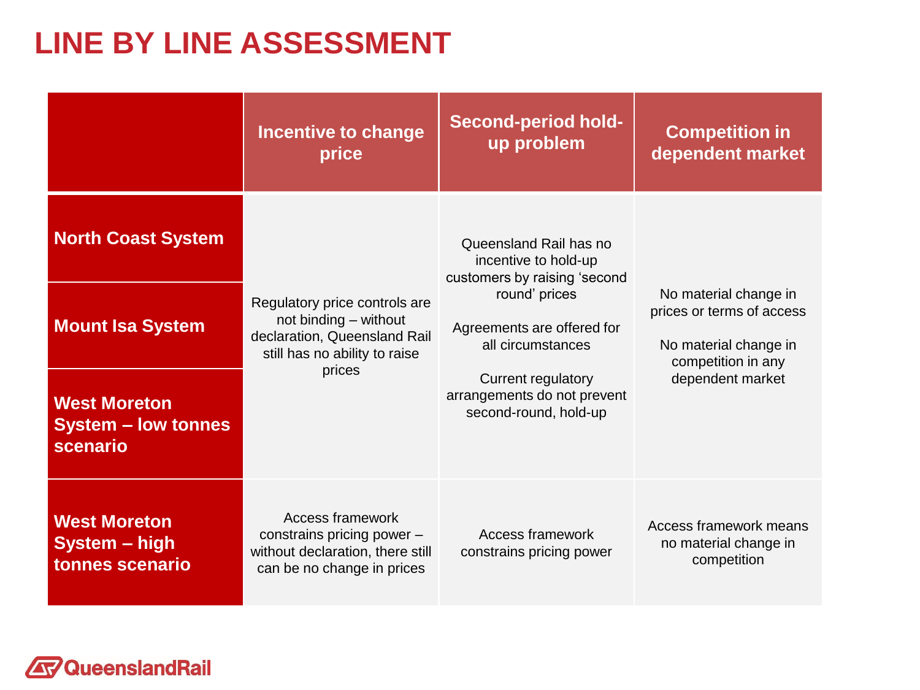# LINE BY LINE ASSESSMENT

| | Incentive to change price | Second-period hold-up problem | Competition in dependent market |
|---|---|---|---|
| North Coast System | Regulatory price controls are not binding – without declaration, Queensland Rail still has no ability to raise prices | Queensland Rail has no incentive to hold-up customers by raising 'second round' prices<br><br>Agreements are offered for all circumstances<br><br>Current regulatory arrangements do not prevent second-round, hold-up | No material change in prices or terms of access<br><br>No material change in competition in any dependent market |
| Mount Isa System | | | |
| West Moreton System – low tonnes scenario | | | |
| West Moreton System – high tonnes scenario | Access framework constrains pricing power – without declaration, there still can be no change in prices | Access framework constrains pricing power | Access framework means no material change in competition |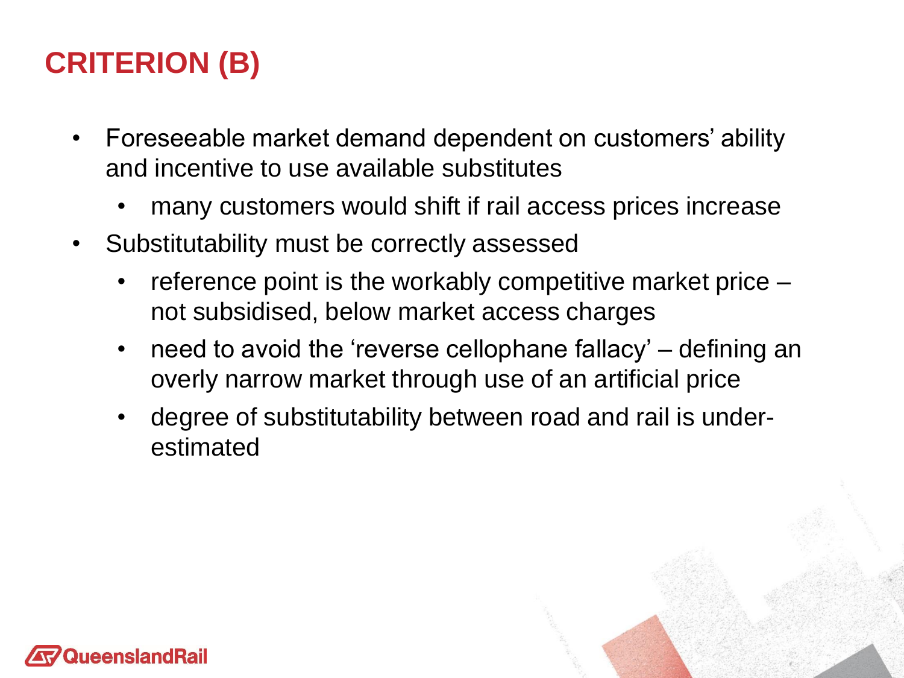# CRITERION (B)

- Foreseeable market demand dependent on customers' ability and incentive to use available substitutes
  - many customers would shift if rail access prices increase
- Substitutability must be correctly assessed
  - reference point is the workably competitive market price – not subsidised, below market access charges
  - need to avoid the 'reverse cellophane fallacy' – defining an overly narrow market through use of an artificial price
  - degree of substitutability between road and rail is under-estimated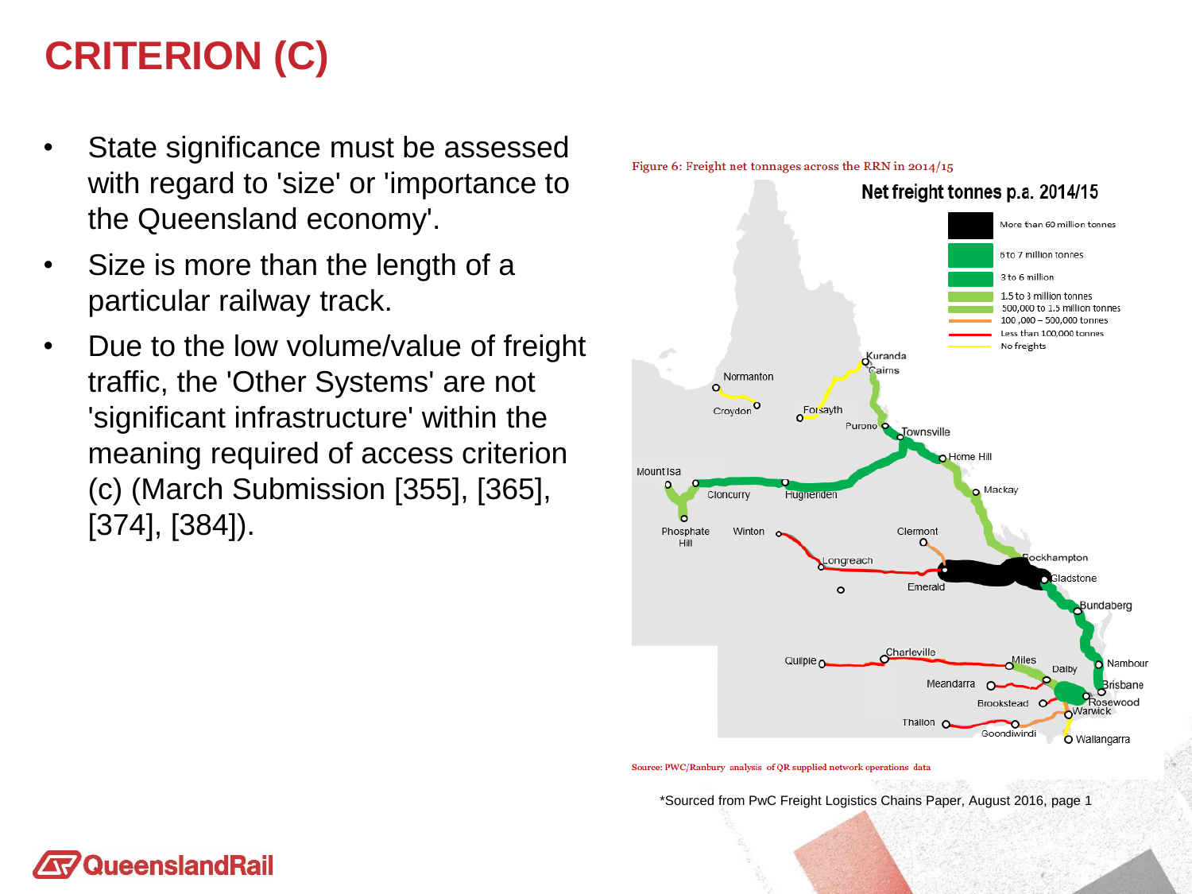# CRITERION (C)

- State significance must be assessed with regard to 'size' or 'importance to the Queensland economy'.
- Size is more than the length of a particular railway track.
- Due to the low volume/value of freight traffic, the 'Other Systems' are not 'significant infrastructure' within the meaning required of access criterion (c) (March Submission [355], [365], [374], [384]).

Figure 6: Freight net tonnages across the RRN in 2014/15

Net freight tonnes p.a. 2014/15

More than 60 million tonnes
6 to 7 million tonnes
3 to 6 million
1.5 to 3 million tonnes
500,000 to 1.5 million tonnes
100,000 – 500,000 tonnes
Less than 100,000 tonnes
No freights

Kuranda
Cairns
Normanton
Croydon
Forsayth
Purono
Townsville
Home Hill
Mackay
Mount Isa
Cloncurry
Hughenden
Phosphate Hill
Winton
Clermont
Longreach
Rockhampton
Gladstone
Emerald
Bundaberg
Charleville
Quilpie
Miles
Dalby
Nambour
Meandarra
Brisbane
Brookstead
Rosewood
Warwick
Thallon
Goondiwindi
Wallangarra

Source: PWC/Ranbury analysis of QR supplied network operations data

*Sourced from PwC Freight Logistics Chains Paper, August 2016, page 1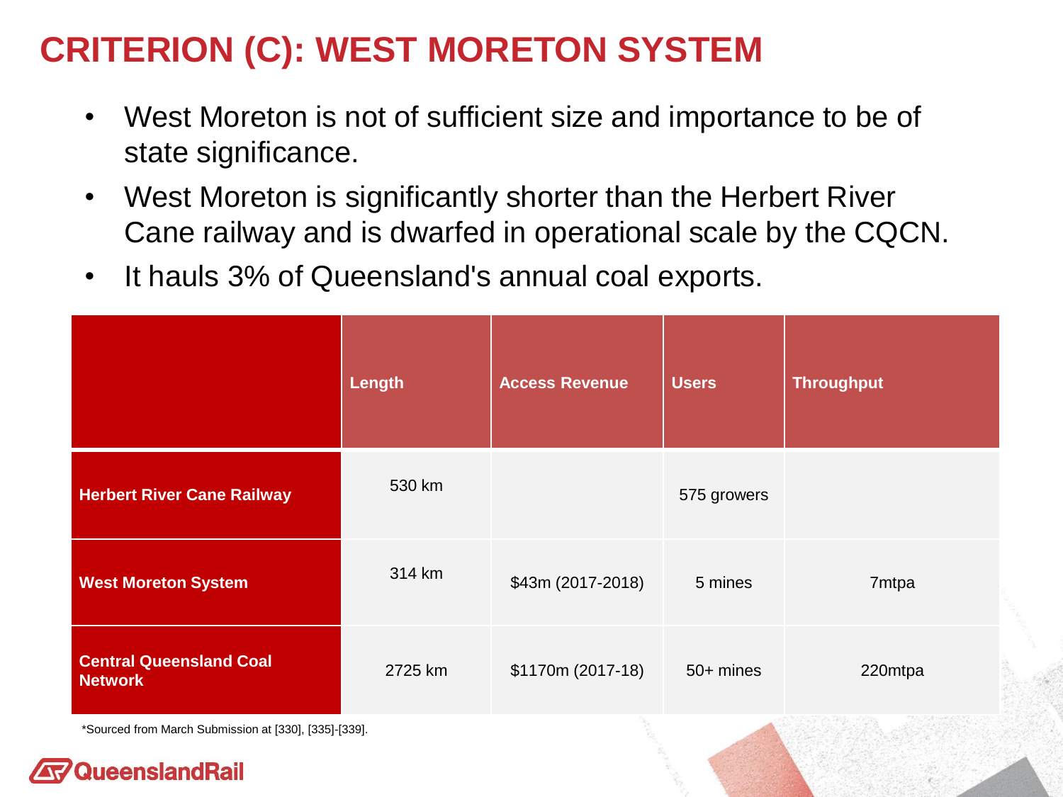# CRITERION (C): WEST MORETON SYSTEM

- West Moreton is not of sufficient size and importance to be of state significance.
- West Moreton is significantly shorter than the Herbert River Cane railway and is dwarfed in operational scale by the CQCN.
- It hauls 3% of Queensland's annual coal exports.

| | Length | Access Revenue | Users | Throughput |
|---|---|---|---|---|
| **Herbert River Cane Railway** | 530 km | | 575 growers | |
| **West Moreton System** | 314 km | $43m (2017-2018) | 5 mines | 7mtpa |
| **Central Queensland Coal Network** | 2725 km | $1170m (2017-18) | 50+ mines | 220mtpa |

*Sourced from March Submission at [330], [335]-[339].

QueenslandRail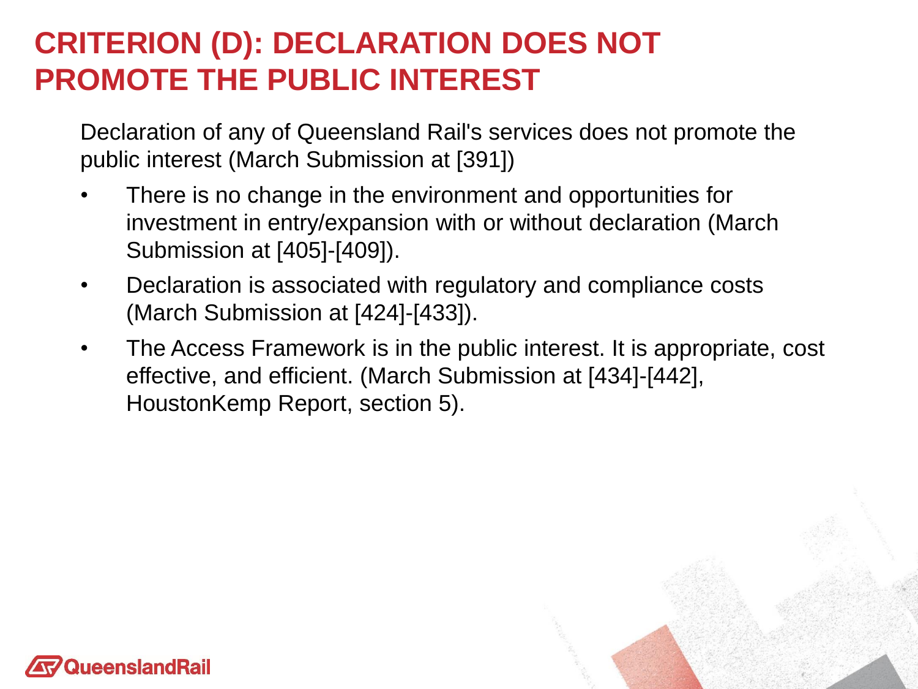# CRITERION (D): DECLARATION DOES NOT PROMOTE THE PUBLIC INTEREST

Declaration of any of Queensland Rail's services does not promote the public interest (March Submission at [391])

- There is no change in the environment and opportunities for investment in entry/expansion with or without declaration (March Submission at [405]-[409]).
- Declaration is associated with regulatory and compliance costs (March Submission at [424]-[433]).
- The Access Framework is in the public interest. It is appropriate, cost effective, and efficient. (March Submission at [434]-[442], HoustonKemp Report, section 5).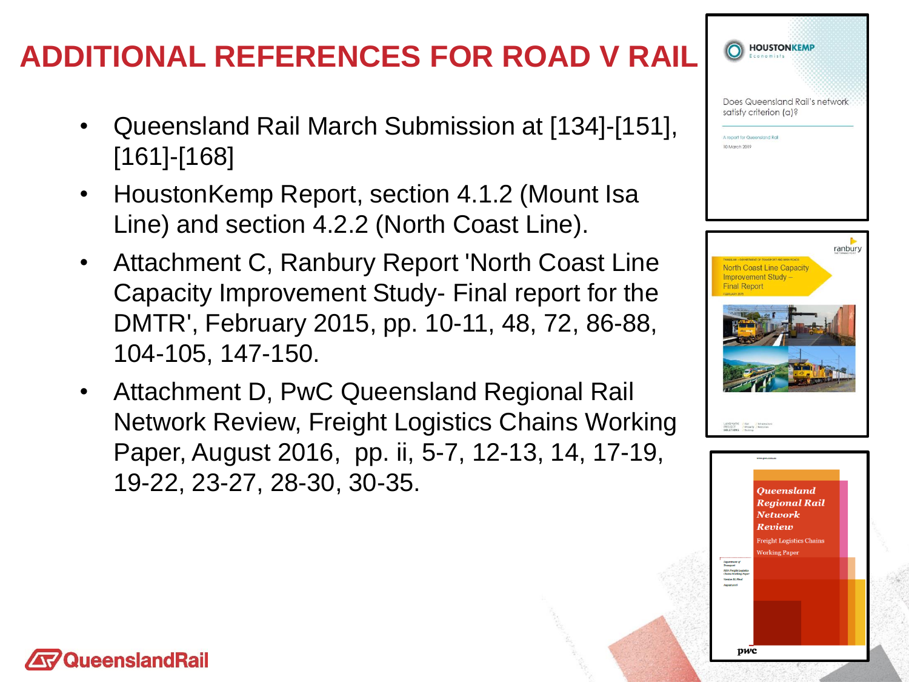# ADDITIONAL REFERENCES FOR ROAD V RAIL

- Queensland Rail March Submission at [134]-[151], [161]-[168]
- HoustonKemp Report, section 4.1.2 (Mount Isa Line) and section 4.2.2 (North Coast Line).
- Attachment C, Ranbury Report 'North Coast Line Capacity Improvement Study- Final report for the DMTR', February 2015, pp. 10-11, 48, 72, 86-88, 104-105, 147-150.
- Attachment D, PwC Queensland Regional Rail Network Review, Freight Logistics Chains Working Paper, August 2016, pp. ii, 5-7, 12-13, 14, 17-19, 19-22, 23-27, 28-30, 30-35.